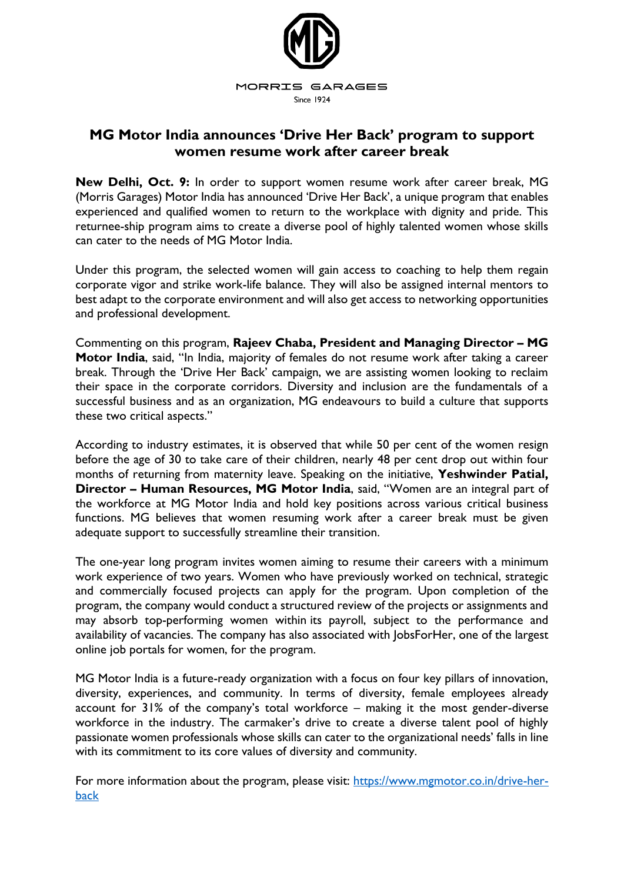MORRIS GARAGES

Since 1924

# MG Motor India announces 'Drive Her Back' program to support women resume work after career break

**New Delhi, Oct. 9:** In order to support women resume work after career break, MG (Morris Garages) Motor India has announced 'Drive Her Back', a unique program that enables experienced and qualified women to return to the workplace with dignity and pride. This returnee-ship program aims to create a diverse pool of highly talented women whose skills can cater to the needs of MG Motor India.

Under this program, the selected women will gain access to coaching to help them regain corporate vigor and strike work-life balance. They will also be assigned internal mentors to best adapt to the corporate environment and will also get access to networking opportunities and professional development.

Commenting on this program, **Rajeev Chaba, President and Managing Director – MG Motor India**, said, "In India, majority of females do not resume work after taking a career break. Through the 'Drive Her Back' campaign, we are assisting women looking to reclaim their space in the corporate corridors. Diversity and inclusion are the fundamentals of a successful business and as an organization, MG endeavours to build a culture that supports these two critical aspects."

According to industry estimates, it is observed that while 50 per cent of the women resign before the age of 30 to take care of their children, nearly 48 per cent drop out within four months of returning from maternity leave. Speaking on the initiative, **Yeshwinder Patial, Director – Human Resources, MG Motor India**, said, "Women are an integral part of the workforce at MG Motor India and hold key positions across various critical business functions. MG believes that women resuming work after a career break must be given adequate support to successfully streamline their transition.

The one-year long program invites women aiming to resume their careers with a minimum work experience of two years. Women who have previously worked on technical, strategic and commercially focused projects can apply for the program. Upon completion of the program, the company would conduct a structured review of the projects or assignments and may absorb top-performing women within its payroll, subject to the performance and availability of vacancies. The company has also associated with JobsForHer, one of the largest online job portals for women, for the program.

MG Motor India is a future-ready organization with a focus on four key pillars of innovation, diversity, experiences, and community. In terms of diversity, female employees already account for 31% of the company's total workforce – making it the most gender-diverse workforce in the industry. The carmaker's drive to create a diverse talent pool of highly passionate women professionals whose skills can cater to the organizational needs' falls in line with its commitment to its core values of diversity and community.

For more information about the program, please visit: [https://www.mgmotor.co.in/drive-her-back](https://www.mgmotor.co.in/drive-her-back)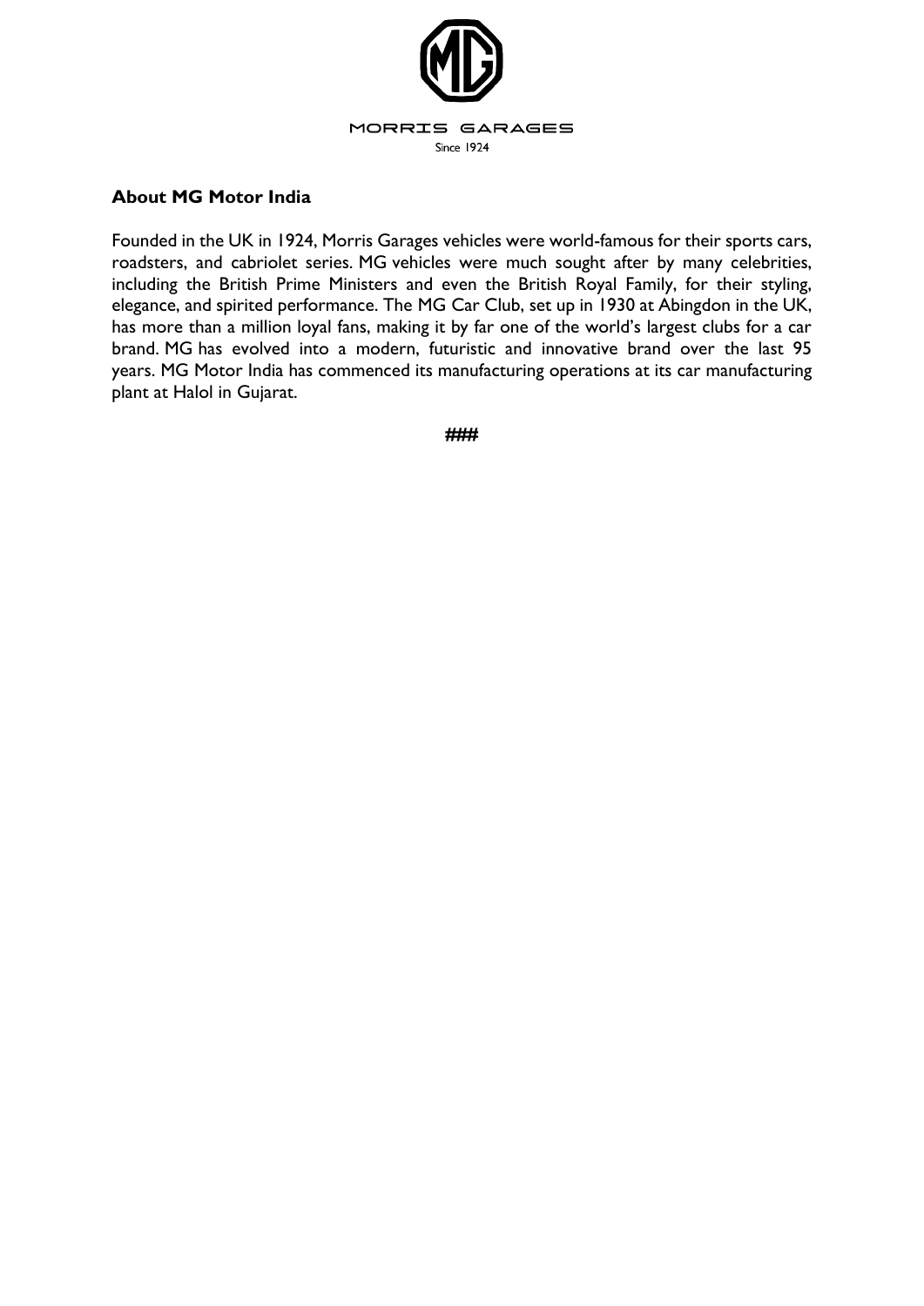## About MG Motor India

Founded in the UK in 1924, Morris Garages vehicles were world-famous for their sports cars, roadsters, and cabriolet series. MG vehicles were much sought after by many celebrities, including the British Prime Ministers and even the British Royal Family, for their styling, elegance, and spirited performance. The MG Car Club, set up in 1930 at Abingdon in the UK, has more than a million loyal fans, making it by far one of the world's largest clubs for a car brand. MG has evolved into a modern, futuristic and innovative brand over the last 95 years. MG Motor India has commenced its manufacturing operations at its car manufacturing plant at Halol in Gujarat.

###